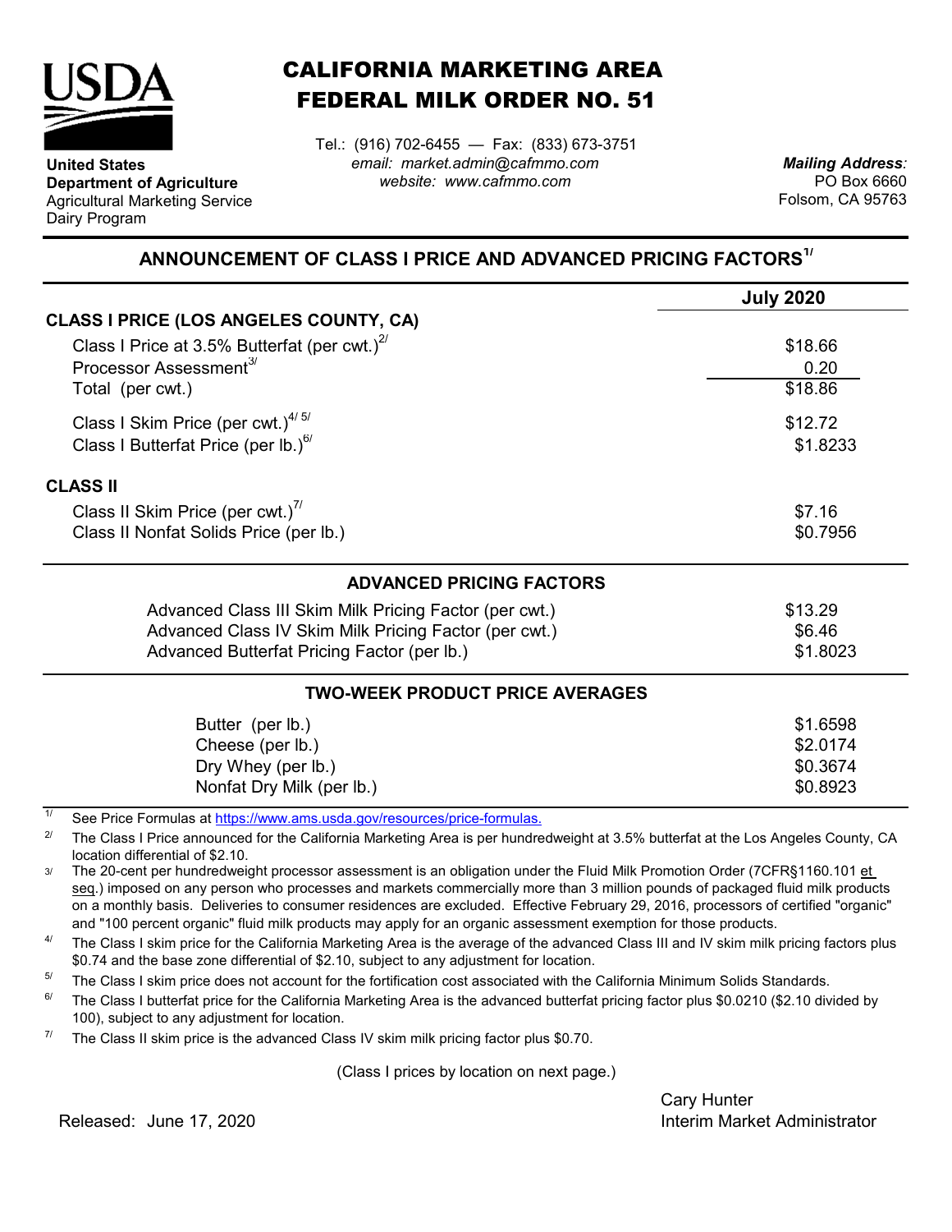**United States Department of Agriculture**
Agricultural Marketing Service
Dairy Program

# CALIFORNIA MARKETING AREA FEDERAL MILK ORDER NO. 51

Tel.: (916) 702-6455 — Fax: (833) 673-3751
*email: market.admin@cafmmo.com*
*website: www.cafmmo.com*

*Mailing Address:*
PO Box 6660
Folsom, CA 95763

## ANNOUNCEMENT OF CLASS I PRICE AND ADVANCED PRICING FACTORS[1/]

| | July 2020 |
|---|---|
| **CLASS I PRICE (LOS ANGELES COUNTY, CA)** | |
| Class I Price at 3.5% Butterfat (per cwt.)[2/] | $18.66 |
| Processor Assessment[3/] | 0.20 |
| Total (per cwt.) | $18.86 |
| Class I Skim Price (per cwt.)[4/ 5/] | $12.72 |
| Class I Butterfat Price (per lb.)[6/] | $1.8233 |
| **CLASS II** | |
| Class II Skim Price (per cwt.)[7/] | $7.16 |
| Class II Nonfat Solids Price (per lb.) | $0.7956 |

### ADVANCED PRICING FACTORS

| | |
|---|---|
| Advanced Class III Skim Milk Pricing Factor (per cwt.) | $13.29 |
| Advanced Class IV Skim Milk Pricing Factor (per cwt.) | $6.46 |
| Advanced Butterfat Pricing Factor (per lb.) | $1.8023 |

### TWO-WEEK PRODUCT PRICE AVERAGES

| | |
|---|---|
| Butter (per lb.) | $1.6598 |
| Cheese (per lb.) | $2.0174 |
| Dry Whey (per lb.) | $0.3674 |
| Nonfat Dry Milk (per lb.) | $0.8923 |

[1/] See Price Formulas at https://www.ams.usda.gov/resources/price-formulas.

[2/] The Class I Price announced for the California Marketing Area is per hundredweight at 3.5% butterfat at the Los Angeles County, CA location differential of $2.10.

[3/] The 20-cent per hundredweight processor assessment is an obligation under the Fluid Milk Promotion Order (7CFR§1160.101 et seq.) imposed on any person who processes and markets commercially more than 3 million pounds of packaged fluid milk products on a monthly basis. Deliveries to consumer residences are excluded. Effective February 29, 2016, processors of certified "organic" and "100 percent organic" fluid milk products may apply for an organic assessment exemption for those products.

[4/] The Class I skim price for the California Marketing Area is the average of the advanced Class III and IV skim milk pricing factors plus $0.74 and the base zone differential of $2.10, subject to any adjustment for location.

[5/] The Class I skim price does not account for the fortification cost associated with the California Minimum Solids Standards.

[6/] The Class I butterfat price for the California Marketing Area is the advanced butterfat pricing factor plus $0.0210 ($2.10 divided by 100), subject to any adjustment for location.

[7/] The Class II skim price is the advanced Class IV skim milk pricing factor plus $0.70.

(Class I prices by location on next page.)

Released: June 17, 2020

Cary Hunter
Interim Market Administrator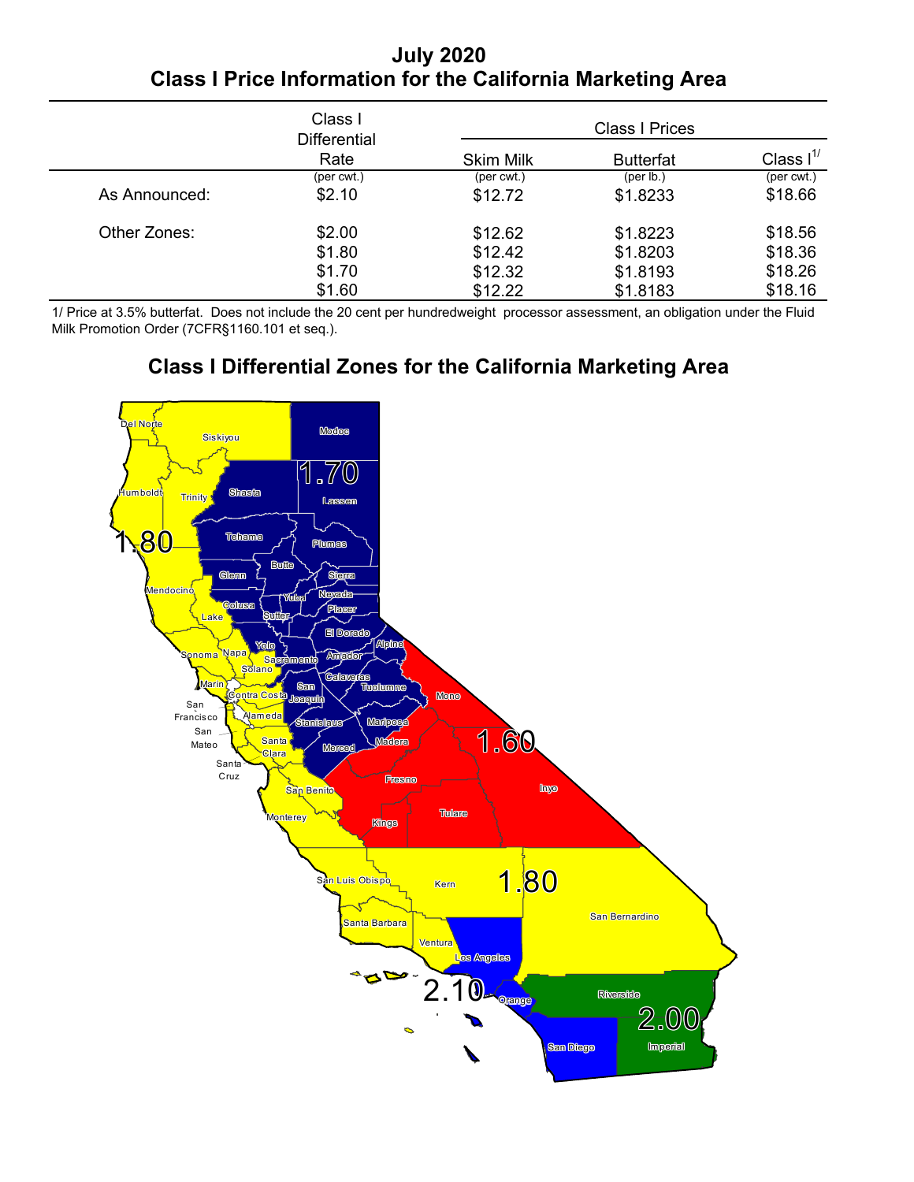# July 2020
# Class I Price Information for the California Marketing Area

| | Class I Differential Rate | Class I Prices | | |
|---|---|---|---|---|
| | | Skim Milk | Butterfat | Class I[1/] |
| | (per cwt.) | (per cwt.) | (per lb.) | (per cwt.) |
| As Announced: | $2.10 | $12.72 | $1.8233 | $18.66 |
| Other Zones: | $2.00 | $12.62 | $1.8223 | $18.56 |
| | $1.80 | $12.42 | $1.8203 | $18.36 |
| | $1.70 | $12.32 | $1.8193 | $18.26 |
| | $1.60 | $12.22 | $1.8183 | $18.16 |

1/ Price at 3.5% butterfat. Does not include the 20 cent per hundredweight processor assessment, an obligation under the Fluid Milk Promotion Order (7CFR§1160.101 et seq.).

## Class I Differential Zones for the California Marketing Area

1.70
1.80
1.60
1.80
2.10
2.00

Del Norte
Siskiyou
Modoc
Humboldt
Trinity
Shasta
Lassen
Tehama
Plumas
Butte
Glenn
Sierra
Mendocino
Yuba
Nevada
Colusa
Placer
Lake
Sutter
El Dorado
Yolo
Alpine
Sonoma
Napa
Sacramento
Amador
Solano
Calaveras
Marin
San Joaquin
Tuolumne
Mono
Contra Costa
San Francisco
Alameda
Stanislaus
Mariposa
San Mateo
Santa Clara
Merced
Madera
Santa Cruz
Fresno
Inyo
San Benito
Tulare
Monterey
Kings
San Luis Obispo
Kern
San Bernardino
Santa Barbara
Ventura
Los Angeles
Orange
Riverside
San Diego
Imperial